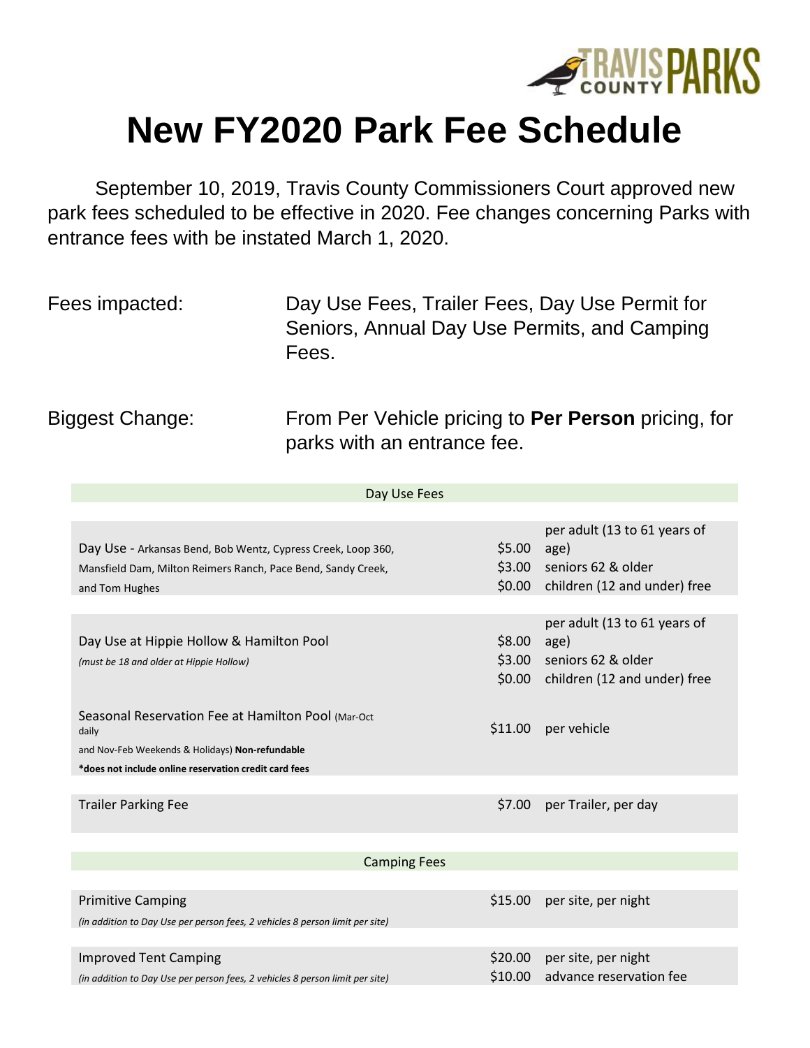# New FY2020 Park Fee Schedule

September 10, 2019, Travis County Commissioners Court approved new park fees scheduled to be effective in 2020. Fee changes concerning Parks with entrance fees with be instated March 1, 2020.

Fees impacted: Day Use Fees, Trailer Fees, Day Use Permit for Seniors, Annual Day Use Permits, and Camping Fees.

Biggest Change: From Per Vehicle pricing to **Per Person** pricing, for parks with an entrance fee.

| Day Use Fees | | |
|---|---|---|
| Day Use - Arkansas Bend, Bob Wentz, Cypress Creek, Loop 360, Mansfield Dam, Milton Reimers Ranch, Pace Bend, Sandy Creek, and Tom Hughes | $5.00<br>$3.00<br>$0.00 | per adult (13 to 61 years of age)<br>seniors 62 & older<br>children (12 and under) free |
| Day Use at Hippie Hollow & Hamilton Pool<br>*(must be 18 and older at Hippie Hollow)* | $8.00<br>$3.00<br>$0.00 | per adult (13 to 61 years of age)<br>seniors 62 & older<br>children (12 and under) free |
| Seasonal Reservation Fee at Hamilton Pool (Mar-Oct daily and Nov-Feb Weekends & Holidays) **Non-refundable**<br>**\*does not include online reservation credit card fees** | $11.00 | per vehicle |
| Trailer Parking Fee | $7.00 | per Trailer, per day |

| Camping Fees | | |
|---|---|---|
| Primitive Camping<br>*(in addition to Day Use per person fees, 2 vehicles 8 person limit per site)* | $15.00 | per site, per night |
| Improved Tent Camping<br>*(in addition to Day Use per person fees, 2 vehicles 8 person limit per site)* | $20.00<br>$10.00 | per site, per night<br>advance reservation fee |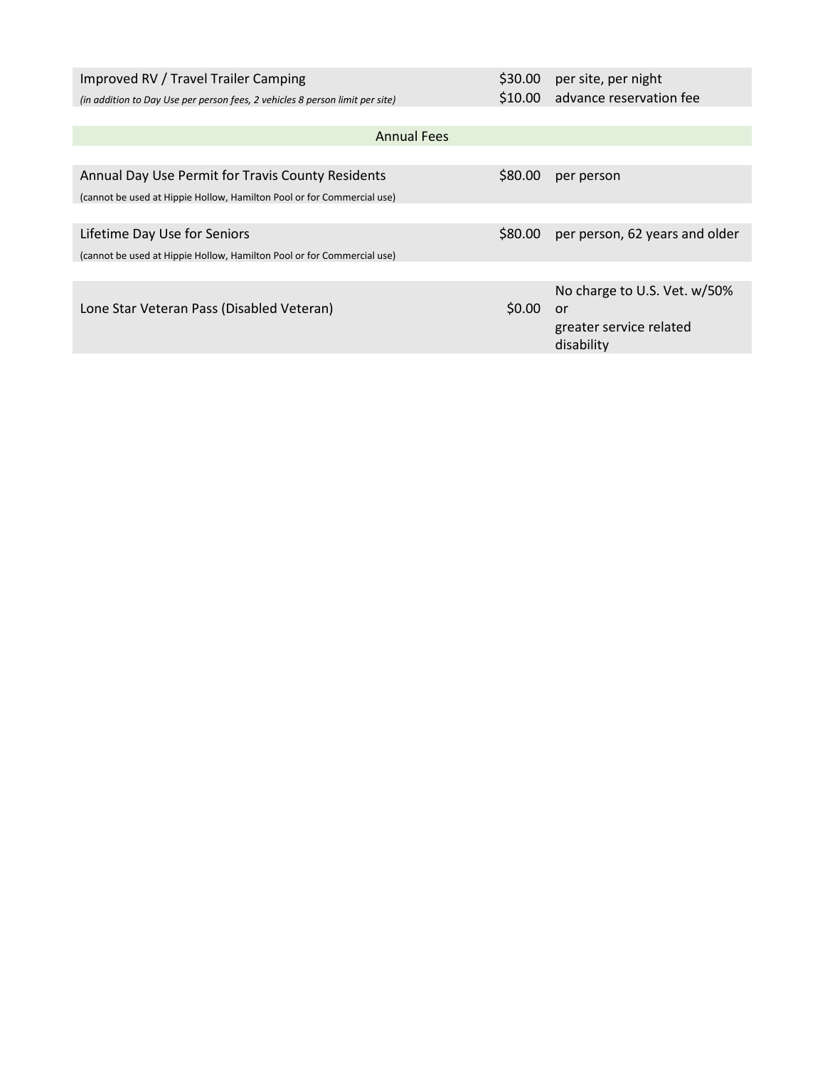| | | |
|---|---|---|
| Improved RV / Travel Trailer Camping<br>*(in addition to Day Use per person fees, 2 vehicles 8 person limit per site)* | $30.00<br>$10.00 | per site, per night<br>advance reservation fee |

## Annual Fees

| | | |
|---|---|---|
| Annual Day Use Permit for Travis County Residents<br>(cannot be used at Hippie Hollow, Hamilton Pool or for Commercial use) | $80.00 | per person |
| Lifetime Day Use for Seniors<br>(cannot be used at Hippie Hollow, Hamilton Pool or for Commercial use) | $80.00 | per person, 62 years and older |
| Lone Star Veteran Pass (Disabled Veteran) | $0.00 | No charge to U.S. Vet. w/50% or greater service related disability |